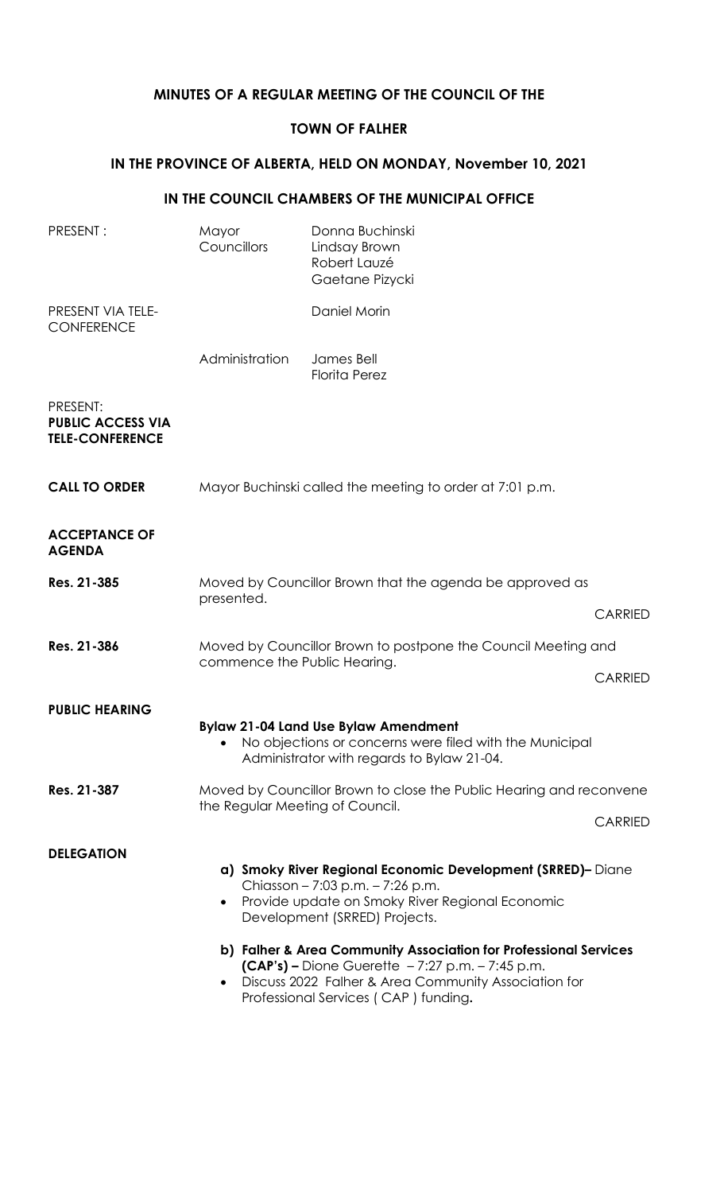# MINUTES OF A REGULAR MEETING OF THE COUNCIL OF THE

## TOWN OF FALHER

## IN THE PROVINCE OF ALBERTA, HELD ON MONDAY, November 10, 2021

## IN THE COUNCIL CHAMBERS OF THE MUNICIPAL OFFICE

| | | |
|---|---|---|
| PRESENT : | Mayor | Donna Buchinski |
| | Councillors | Lindsay Brown |
| | | Robert Lauzé |
| | | Gaetane Pizycki |
| PRESENT VIA TELE-CONFERENCE | | Daniel Morin |
| | Administration | James Bell |
| | | Florita Perez |

**PRESENT: PUBLIC ACCESS VIA TELE-CONFERENCE**

**CALL TO ORDER**

Mayor Buchinski called the meeting to order at 7:01 p.m.

**ACCEPTANCE OF AGENDA**

**Res. 21-385** Moved by Councillor Brown that the agenda be approved as presented.

CARRIED

**Res. 21-386** Moved by Councillor Brown to postpone the Council Meeting and commence the Public Hearing.

CARRIED

**PUBLIC HEARING**

**Bylaw 21-04 Land Use Bylaw Amendment**

- No objections or concerns were filed with the Municipal Administrator with regards to Bylaw 21-04.

**Res. 21-387** Moved by Councillor Brown to close the Public Hearing and reconvene the Regular Meeting of Council.

CARRIED

**DELEGATION**

**a) Smoky River Regional Economic Development (SRRED)–** Diane Chiasson – 7:03 p.m. – 7:26 p.m.

- Provide update on Smoky River Regional Economic Development (SRRED) Projects.

**b) Falher & Area Community Association for Professional Services (CAP's) –** Dione Guerette – 7:27 p.m. – 7:45 p.m.

- Discuss 2022 Falher & Area Community Association for Professional Services ( CAP ) funding**.**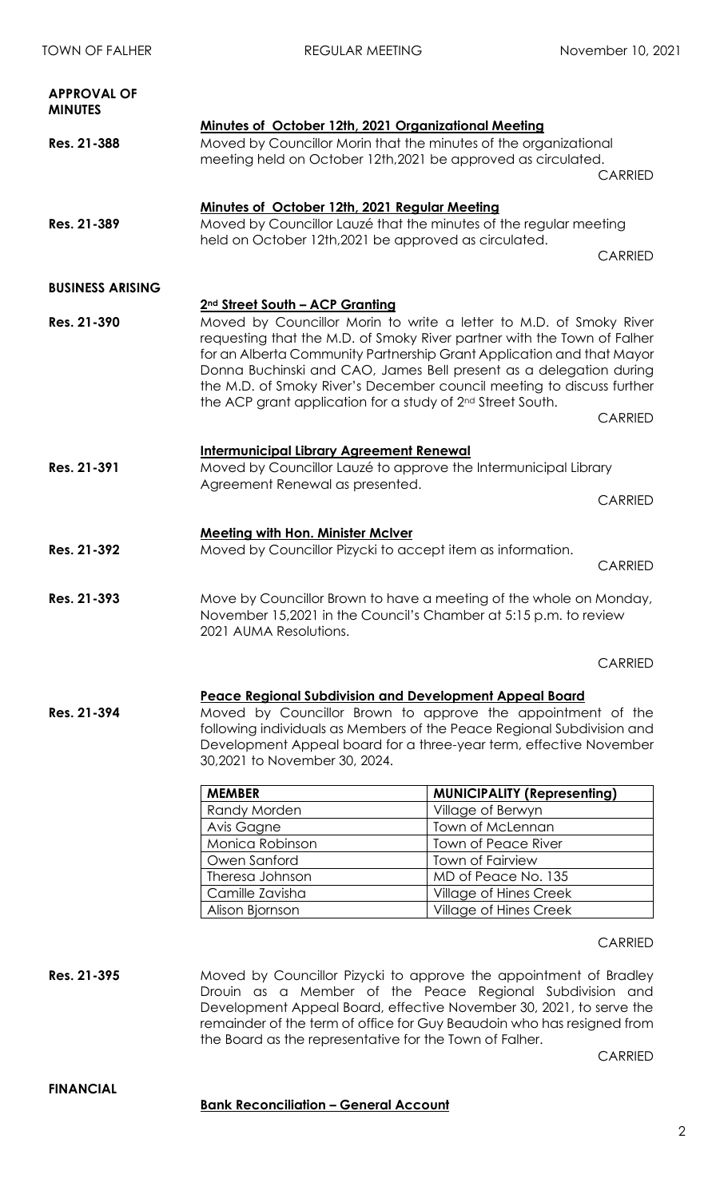## APPROVAL OF MINUTES

**Minutes of October 12th, 2021 Organizational Meeting**

**Res. 21-388** Moved by Councillor Morin that the minutes of the organizational meeting held on October 12th,2021 be approved as circulated.

CARRIED

**Minutes of October 12th, 2021 Regular Meeting**

**Res. 21-389** Moved by Councillor Lauzé that the minutes of the regular meeting held on October 12th,2021 be approved as circulated.

CARRIED

## BUSINESS ARISING

**2nd Street South – ACP Granting**

**Res. 21-390** Moved by Councillor Morin to write a letter to M.D. of Smoky River requesting that the M.D. of Smoky River partner with the Town of Falher for an Alberta Community Partnership Grant Application and that Mayor Donna Buchinski and CAO, James Bell present as a delegation during the M.D. of Smoky River's December council meeting to discuss further the ACP grant application for a study of 2nd Street South.

CARRIED

**Intermunicipal Library Agreement Renewal**

**Res. 21-391** Moved by Councillor Lauzé to approve the Intermunicipal Library Agreement Renewal as presented.

CARRIED

**Meeting with Hon. Minister McIver**

**Res. 21-392** Moved by Councillor Pizycki to accept item as information.

CARRIED

**Res. 21-393** Move by Councillor Brown to have a meeting of the whole on Monday, November 15,2021 in the Council's Chamber at 5:15 p.m. to review 2021 AUMA Resolutions.

CARRIED

**Peace Regional Subdivision and Development Appeal Board**

**Res. 21-394** Moved by Councillor Brown to approve the appointment of the following individuals as Members of the Peace Regional Subdivision and Development Appeal board for a three-year term, effective November 30,2021 to November 30, 2024.

| MEMBER | MUNICIPALITY (Representing) |
|---|---|
| Randy Morden | Village of Berwyn |
| Avis Gagne | Town of McLennan |
| Monica Robinson | Town of Peace River |
| Owen Sanford | Town of Fairview |
| Theresa Johnson | MD of Peace No. 135 |
| Camille Zavisha | Village of Hines Creek |
| Alison Bjornson | Village of Hines Creek |

CARRIED

**Res. 21-395** Moved by Councillor Pizycki to approve the appointment of Bradley Drouin as a Member of the Peace Regional Subdivision and Development Appeal Board, effective November 30, 2021, to serve the remainder of the term of office for Guy Beaudoin who has resigned from the Board as the representative for the Town of Falher.

CARRIED

## FINANCIAL

**Bank Reconciliation – General Account**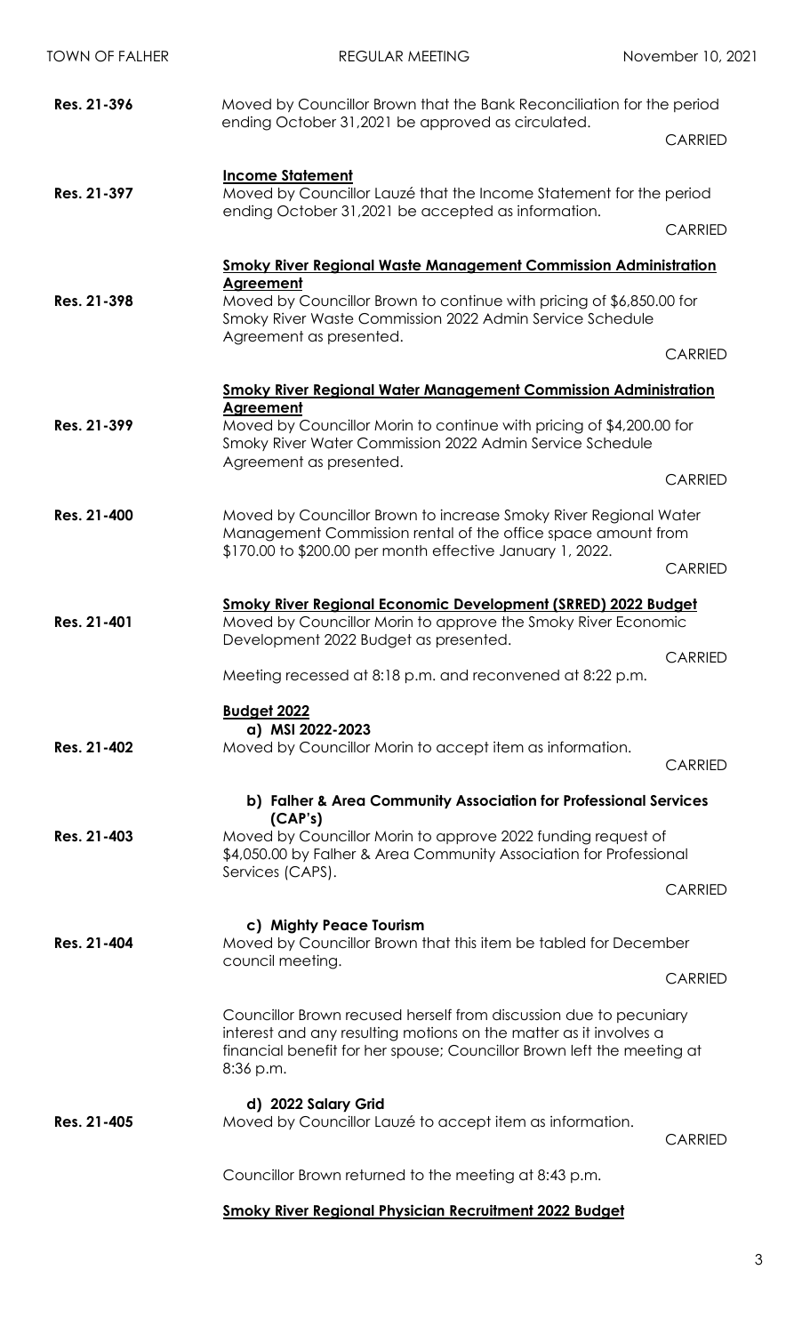**Res. 21-396** Moved by Councillor Brown that the Bank Reconciliation for the period ending October 31,2021 be approved as circulated.

CARRIED

**Income Statement**

**Res. 21-397** Moved by Councillor Lauzé that the Income Statement for the period ending October 31,2021 be accepted as information.

CARRIED

**Smoky River Regional Waste Management Commission Administration Agreement**

**Res. 21-398** Moved by Councillor Brown to continue with pricing of $6,850.00 for Smoky River Waste Commission 2022 Admin Service Schedule Agreement as presented.

CARRIED

**Smoky River Regional Water Management Commission Administration Agreement**

**Res. 21-399** Moved by Councillor Morin to continue with pricing of $4,200.00 for Smoky River Water Commission 2022 Admin Service Schedule Agreement as presented.

CARRIED

**Res. 21-400** Moved by Councillor Brown to increase Smoky River Regional Water Management Commission rental of the office space amount from $170.00 to $200.00 per month effective January 1, 2022.

CARRIED

**Smoky River Regional Economic Development (SRRED) 2022 Budget**

**Res. 21-401** Moved by Councillor Morin to approve the Smoky River Economic Development 2022 Budget as presented.

CARRIED

Meeting recessed at 8:18 p.m. and reconvened at 8:22 p.m.

**Budget 2022**

**a) MSI 2022-2023**

**Res. 21-402** Moved by Councillor Morin to accept item as information.

CARRIED

**b) Falher & Area Community Association for Professional Services (CAP's)**

**Res. 21-403** Moved by Councillor Morin to approve 2022 funding request of $4,050.00 by Falher & Area Community Association for Professional Services (CAPS).

CARRIED

**c) Mighty Peace Tourism**

**Res. 21-404** Moved by Councillor Brown that this item be tabled for December council meeting.

CARRIED

Councillor Brown recused herself from discussion due to pecuniary interest and any resulting motions on the matter as it involves a financial benefit for her spouse; Councillor Brown left the meeting at 8:36 p.m.

**d) 2022 Salary Grid**

**Res. 21-405** Moved by Councillor Lauzé to accept item as information.

CARRIED

Councillor Brown returned to the meeting at 8:43 p.m.

**Smoky River Regional Physician Recruitment 2022 Budget**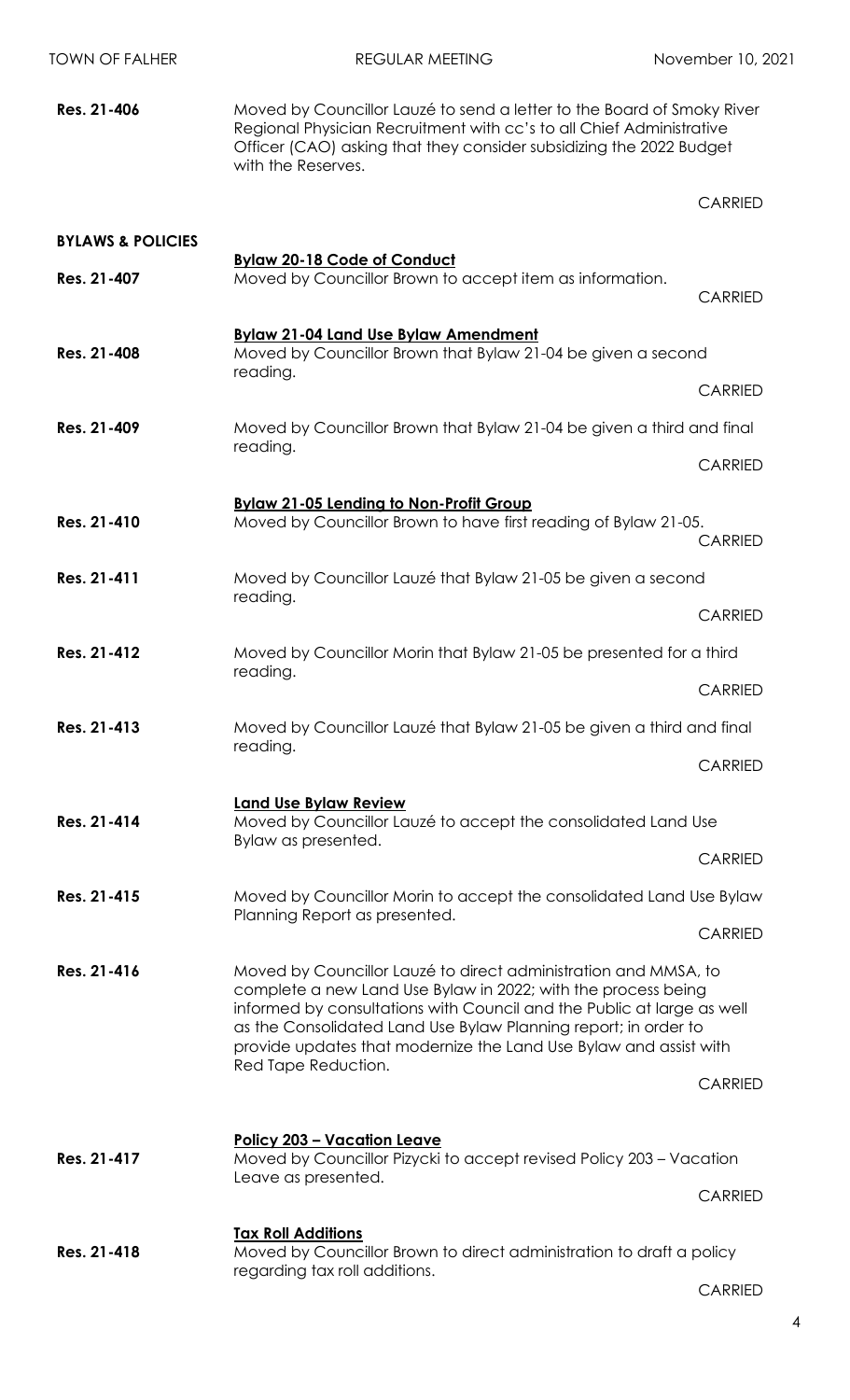**Res. 21-406** Moved by Councillor Lauzé to send a letter to the Board of Smoky River Regional Physician Recruitment with cc's to all Chief Administrative Officer (CAO) asking that they consider subsidizing the 2022 Budget with the Reserves.

CARRIED

## BYLAWS & POLICIES

**Bylaw 20-18 Code of Conduct**

**Res. 21-407** Moved by Councillor Brown to accept item as information.

CARRIED

**Bylaw 21-04 Land Use Bylaw Amendment**

**Res. 21-408** Moved by Councillor Brown that Bylaw 21-04 be given a second reading.

CARRIED

**Res. 21-409** Moved by Councillor Brown that Bylaw 21-04 be given a third and final reading.

CARRIED

**Bylaw 21-05 Lending to Non-Profit Group**

**Res. 21-410** Moved by Councillor Brown to have first reading of Bylaw 21-05.

CARRIED

**Res. 21-411** Moved by Councillor Lauzé that Bylaw 21-05 be given a second reading.

CARRIED

**Res. 21-412** Moved by Councillor Morin that Bylaw 21-05 be presented for a third reading.

CARRIED

**Res. 21-413** Moved by Councillor Lauzé that Bylaw 21-05 be given a third and final reading.

CARRIED

**Land Use Bylaw Review**

**Res. 21-414** Moved by Councillor Lauzé to accept the consolidated Land Use Bylaw as presented.

CARRIED

**Res. 21-415** Moved by Councillor Morin to accept the consolidated Land Use Bylaw Planning Report as presented.

CARRIED

**Res. 21-416** Moved by Councillor Lauzé to direct administration and MMSA, to complete a new Land Use Bylaw in 2022; with the process being informed by consultations with Council and the Public at large as well as the Consolidated Land Use Bylaw Planning report; in order to provide updates that modernize the Land Use Bylaw and assist with Red Tape Reduction.

CARRIED

**Policy 203 – Vacation Leave**

**Res. 21-417** Moved by Councillor Pizycki to accept revised Policy 203 – Vacation Leave as presented.

CARRIED

**Tax Roll Additions**

**Res. 21-418** Moved by Councillor Brown to direct administration to draft a policy regarding tax roll additions.

CARRIED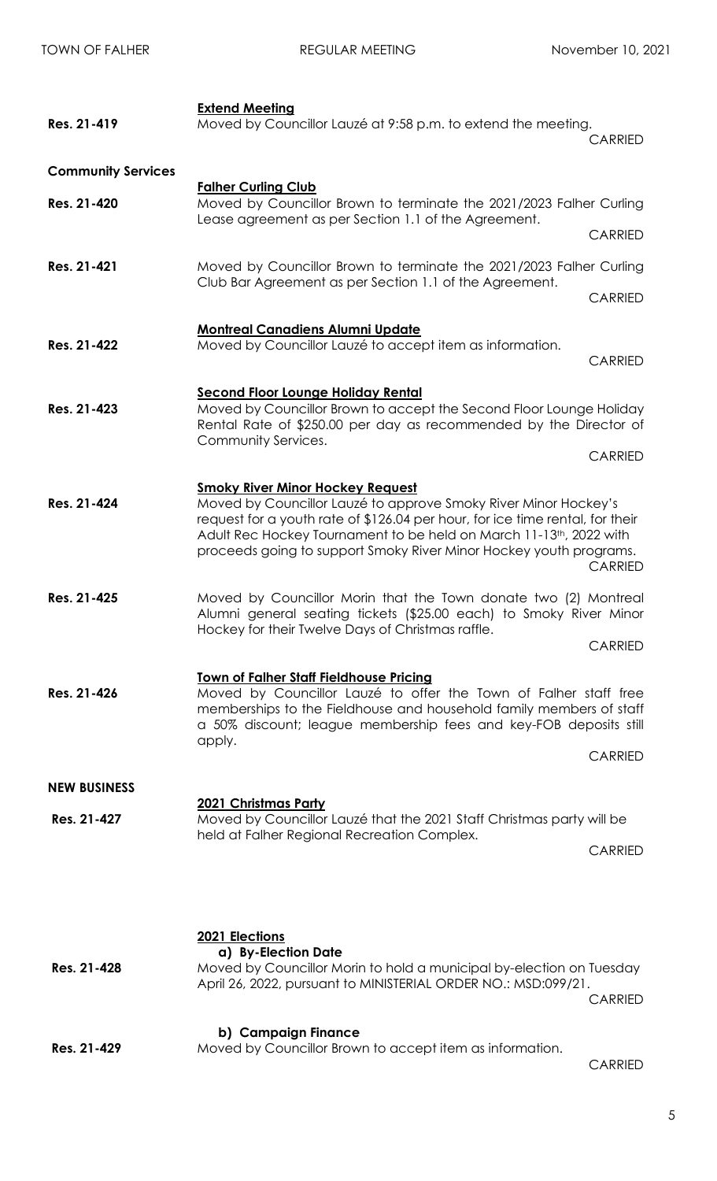**Extend Meeting**

**Res. 21-419** Moved by Councillor Lauzé at 9:58 p.m. to extend the meeting.

CARRIED

**Community Services**

**Falher Curling Club**

**Res. 21-420** Moved by Councillor Brown to terminate the 2021/2023 Falher Curling Lease agreement as per Section 1.1 of the Agreement.

CARRIED

**Res. 21-421** Moved by Councillor Brown to terminate the 2021/2023 Falher Curling Club Bar Agreement as per Section 1.1 of the Agreement.

CARRIED

**Montreal Canadiens Alumni Update**

**Res. 21-422** Moved by Councillor Lauzé to accept item as information.

CARRIED

**Second Floor Lounge Holiday Rental**

**Res. 21-423** Moved by Councillor Brown to accept the Second Floor Lounge Holiday Rental Rate of $250.00 per day as recommended by the Director of Community Services.

CARRIED

**Smoky River Minor Hockey Request**

**Res. 21-424** Moved by Councillor Lauzé to approve Smoky River Minor Hockey's request for a youth rate of $126.04 per hour, for ice time rental, for their Adult Rec Hockey Tournament to be held on March 11-13th, 2022 with proceeds going to support Smoky River Minor Hockey youth programs.

CARRIED

**Res. 21-425** Moved by Councillor Morin that the Town donate two (2) Montreal Alumni general seating tickets ($25.00 each) to Smoky River Minor Hockey for their Twelve Days of Christmas raffle.

CARRIED

**Town of Falher Staff Fieldhouse Pricing**

**Res. 21-426** Moved by Councillor Lauzé to offer the Town of Falher staff free memberships to the Fieldhouse and household family members of staff a 50% discount; league membership fees and key-FOB deposits still apply.

CARRIED

**NEW BUSINESS**

**2021 Christmas Party**

**Res. 21-427** Moved by Councillor Lauzé that the 2021 Staff Christmas party will be held at Falher Regional Recreation Complex.

CARRIED

**2021 Elections**

**a) By-Election Date**

**Res. 21-428** Moved by Councillor Morin to hold a municipal by-election on Tuesday April 26, 2022, pursuant to MINISTERIAL ORDER NO.: MSD:099/21.

CARRIED

**b) Campaign Finance**

**Res. 21-429** Moved by Councillor Brown to accept item as information.

CARRIED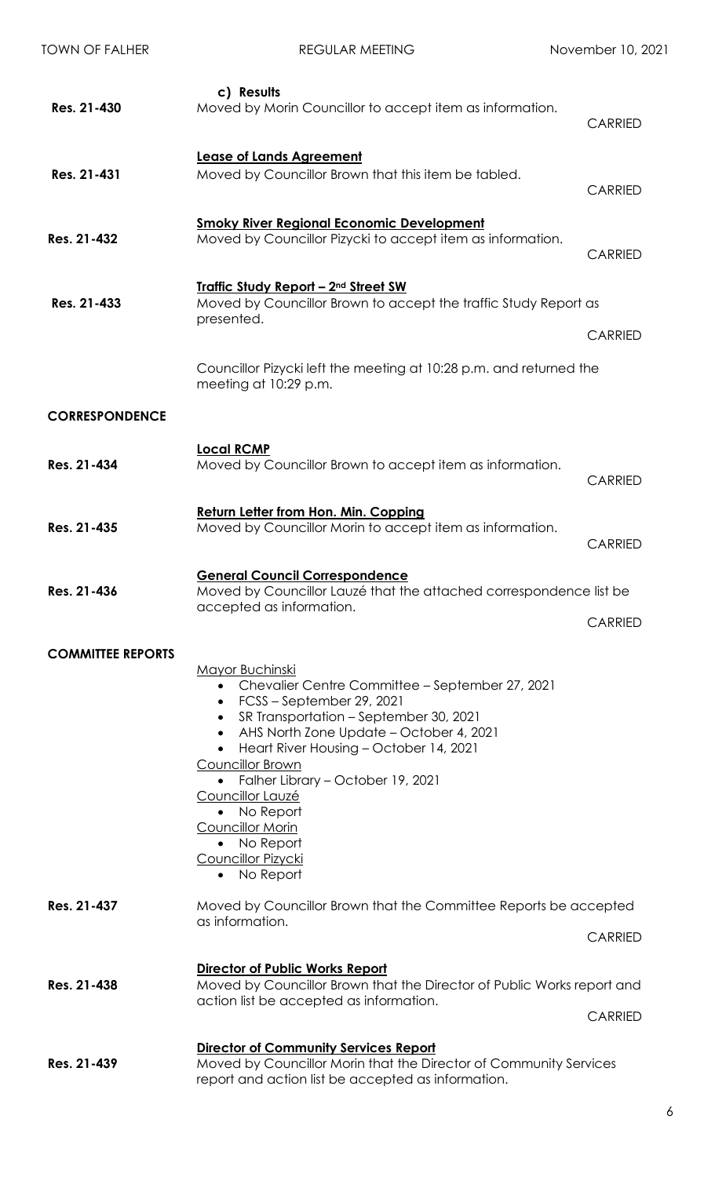c) Results

**Res. 21-430** Moved by Morin Councillor to accept item as information.

CARRIED

**Lease of Lands Agreement**

**Res. 21-431** Moved by Councillor Brown that this item be tabled.

CARRIED

**Smoky River Regional Economic Development**

**Res. 21-432** Moved by Councillor Pizycki to accept item as information.

CARRIED

**Traffic Study Report – 2nd Street SW**

**Res. 21-433** Moved by Councillor Brown to accept the traffic Study Report as presented.

CARRIED

Councillor Pizycki left the meeting at 10:28 p.m. and returned the meeting at 10:29 p.m.

## CORRESPONDENCE

**Local RCMP**

**Res. 21-434** Moved by Councillor Brown to accept item as information.

CARRIED

**Return Letter from Hon. Min. Copping**

**Res. 21-435** Moved by Councillor Morin to accept item as information.

CARRIED

**General Council Correspondence**

**Res. 21-436** Moved by Councillor Lauzé that the attached correspondence list be accepted as information.

CARRIED

## COMMITTEE REPORTS

Mayor Buchinski

- Chevalier Centre Committee – September 27, 2021
- FCSS – September 29, 2021
- SR Transportation – September 30, 2021
- AHS North Zone Update – October 4, 2021
- Heart River Housing – October 14, 2021

Councillor Brown

- Falher Library – October 19, 2021

Councillor Lauzé

- No Report

Councillor Morin

- No Report

Councillor Pizycki

- No Report

**Res. 21-437** Moved by Councillor Brown that the Committee Reports be accepted as information.

CARRIED

**Director of Public Works Report**

**Res. 21-438** Moved by Councillor Brown that the Director of Public Works report and action list be accepted as information.

CARRIED

**Director of Community Services Report**

**Res. 21-439** Moved by Councillor Morin that the Director of Community Services report and action list be accepted as information.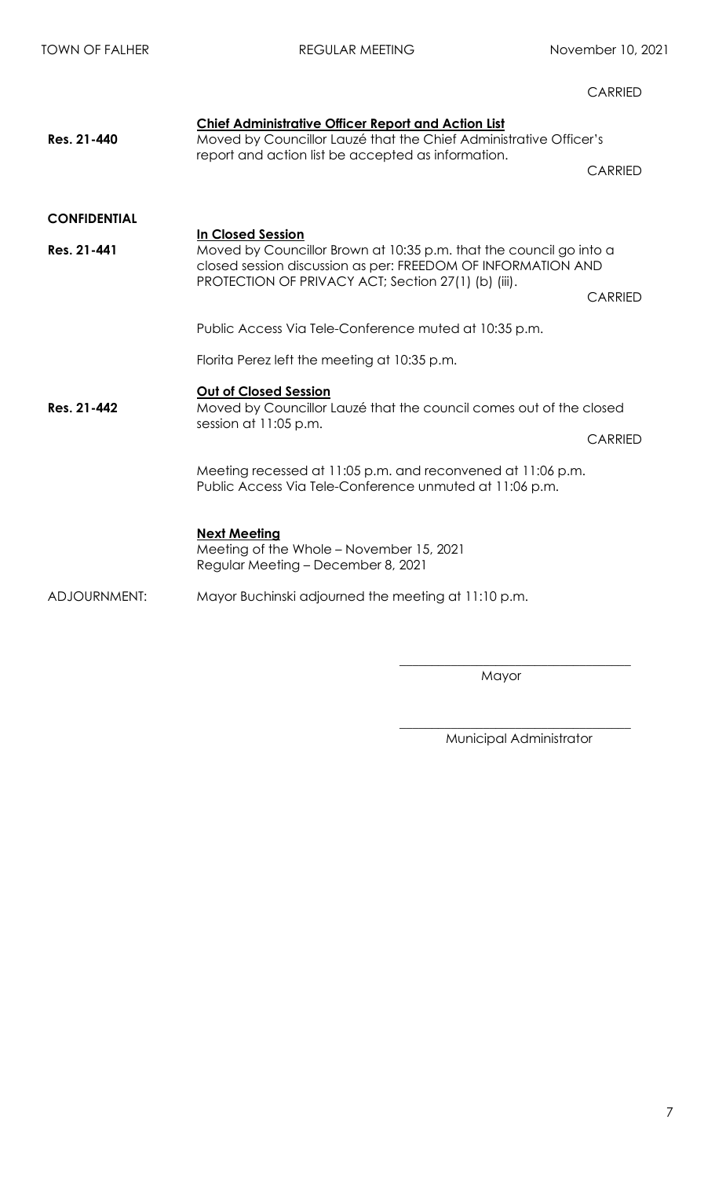CARRIED

**Res. 21-440**

**Chief Administrative Officer Report and Action List**

Moved by Councillor Lauzé that the Chief Administrative Officer's report and action list be accepted as information.

CARRIED

**CONFIDENTIAL**

**Res. 21-441**

**In Closed Session**

Moved by Councillor Brown at 10:35 p.m. that the council go into a closed session discussion as per: FREEDOM OF INFORMATION AND PROTECTION OF PRIVACY ACT; Section 27(1) (b) (iii).

CARRIED

Public Access Via Tele-Conference muted at 10:35 p.m.

Florita Perez left the meeting at 10:35 p.m.

**Res. 21-442**

**Out of Closed Session**

Moved by Councillor Lauzé that the council comes out of the closed session at 11:05 p.m.

CARRIED

Meeting recessed at 11:05 p.m. and reconvened at 11:06 p.m.
Public Access Via Tele-Conference unmuted at 11:06 p.m.

**Next Meeting**

Meeting of the Whole – November 15, 2021
Regular Meeting – December 8, 2021

ADJOURNMENT: Mayor Buchinski adjourned the meeting at 11:10 p.m.

\_\_\_\_\_\_\_\_\_\_\_\_\_\_\_\_\_\_\_\_\_\_\_\_\_\_\_\_\_\_\_\_\_\_\_\_
Mayor

\_\_\_\_\_\_\_\_\_\_\_\_\_\_\_\_\_\_\_\_\_\_\_\_\_\_\_\_\_\_\_\_\_\_\_\_
Municipal Administrator